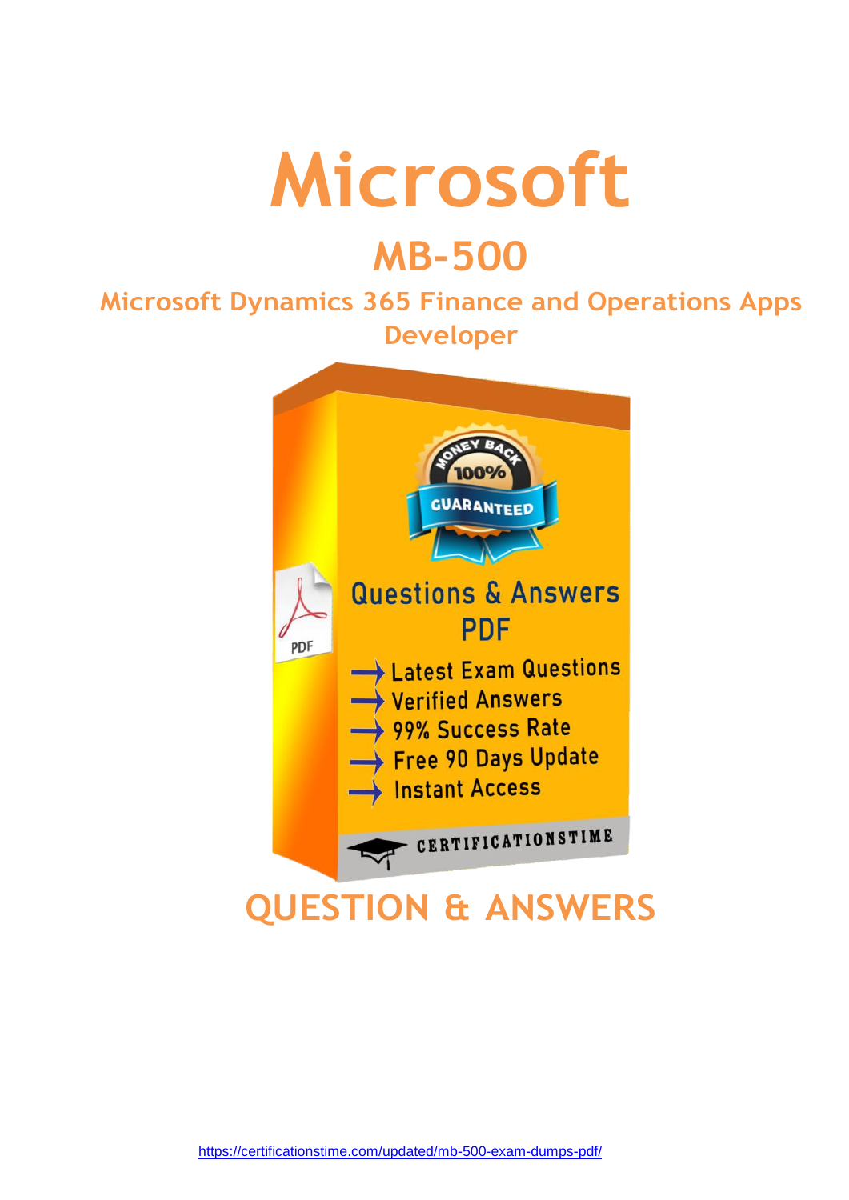# Microsoft

## MB-500

### Microsoft Dynamics 365 Finance and Operations Apps Developer

Questions & Answers PDF

- Latest Exam Questions
- Verified Answers
- 99% Success Rate
- Free 90 Days Update
- Instant Access

CERTIFICATIONSTIME

## QUESTION & ANSWERS

https://certificationstime.com/updated/mb-500-exam-dumps-pdf/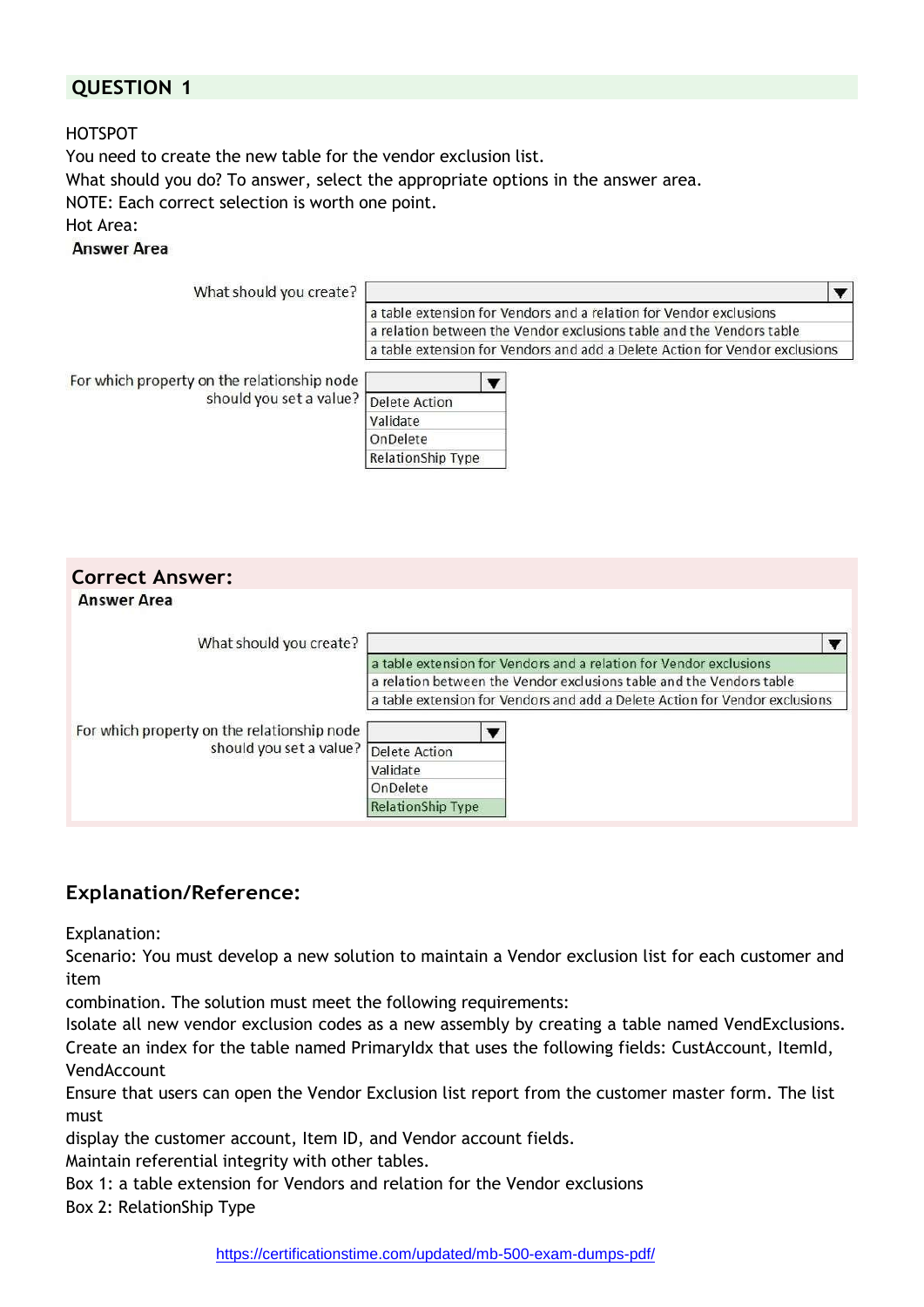## QUESTION 1

HOTSPOT

You need to create the new table for the vendor exclusion list.

What should you do? To answer, select the appropriate options in the answer area.

NOTE: Each correct selection is worth one point.

Hot Area:

**Answer Area**

What should you create?

- a table extension for Vendors and a relation for Vendor exclusions
- a relation between the Vendor exclusions table and the Vendors table
- a table extension for Vendors and add a Delete Action for Vendor exclusions

For which property on the relationship node should you set a value?

- Delete Action
- Validate
- OnDelete
- RelationShip Type

## Correct Answer:

**Answer Area**

What should you create?

- **a table extension for Vendors and a relation for Vendor exclusions** (selected)
- a relation between the Vendor exclusions table and the Vendors table
- a table extension for Vendors and add a Delete Action for Vendor exclusions

For which property on the relationship node should you set a value?

- Delete Action
- Validate
- OnDelete
- **RelationShip Type** (selected)

## Explanation/Reference:

Explanation:

Scenario: You must develop a new solution to maintain a Vendor exclusion list for each customer and item

combination. The solution must meet the following requirements:

Isolate all new vendor exclusion codes as a new assembly by creating a table named VendExclusions.

Create an index for the table named PrimaryIdx that uses the following fields: CustAccount, ItemId, VendAccount

Ensure that users can open the Vendor Exclusion list report from the customer master form. The list must

display the customer account, Item ID, and Vendor account fields.

Maintain referential integrity with other tables.

Box 1: a table extension for Vendors and relation for the Vendor exclusions

Box 2: RelationShip Type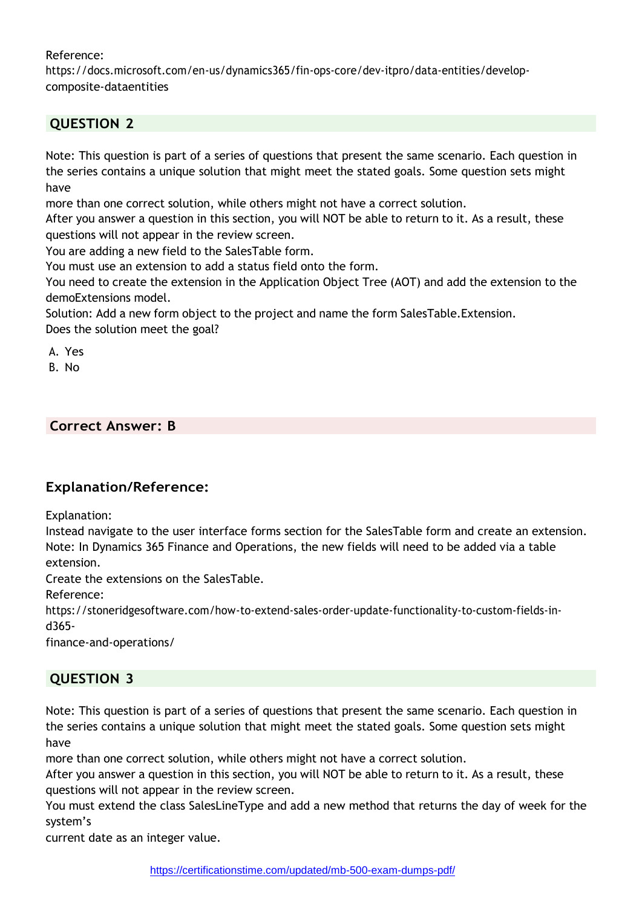Reference:
https://docs.microsoft.com/en-us/dynamics365/fin-ops-core/dev-itpro/data-entities/develop-composite-dataentities

## QUESTION 2

Note: This question is part of a series of questions that present the same scenario. Each question in the series contains a unique solution that might meet the stated goals. Some question sets might have
more than one correct solution, while others might not have a correct solution.
After you answer a question in this section, you will NOT be able to return to it. As a result, these questions will not appear in the review screen.
You are adding a new field to the SalesTable form.
You must use an extension to add a status field onto the form.
You need to create the extension in the Application Object Tree (AOT) and add the extension to the demoExtensions model.
Solution: Add a new form object to the project and name the form SalesTable.Extension.
Does the solution meet the goal?

A. Yes
B. No

**Correct Answer: B**

### Explanation/Reference:

Explanation:
Instead navigate to the user interface forms section for the SalesTable form and create an extension.
Note: In Dynamics 365 Finance and Operations, the new fields will need to be added via a table extension.
Create the extensions on the SalesTable.
Reference:
https://stoneridgesoftware.com/how-to-extend-sales-order-update-functionality-to-custom-fields-in-d365-finance-and-operations/

## QUESTION 3

Note: This question is part of a series of questions that present the same scenario. Each question in the series contains a unique solution that might meet the stated goals. Some question sets might have
more than one correct solution, while others might not have a correct solution.
After you answer a question in this section, you will NOT be able to return to it. As a result, these questions will not appear in the review screen.
You must extend the class SalesLineType and add a new method that returns the day of week for the system's
current date as an integer value.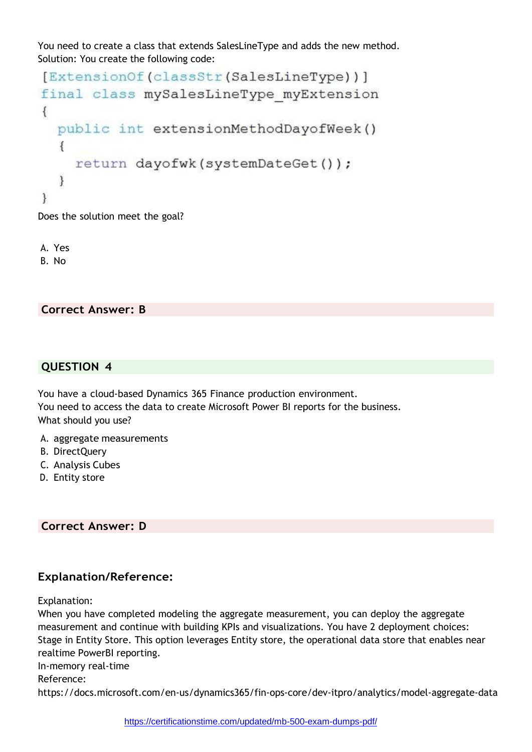You need to create a class that extends SalesLineType and adds the new method.
Solution: You create the following code:

```
[ExtensionOf(classStr(SalesLineType))]
final class mySalesLineType_myExtension
{
    public int extensionMethodDayofWeek()
    {
        return dayofwk(systemDateGet());
    }
}
```

Does the solution meet the goal?

A. Yes
B. No

**Correct Answer: B**

## QUESTION 4

You have a cloud-based Dynamics 365 Finance production environment.
You need to access the data to create Microsoft Power BI reports for the business.
What should you use?

A. aggregate measurements
B. DirectQuery
C. Analysis Cubes
D. Entity store

**Correct Answer: D**

### Explanation/Reference:

Explanation:
When you have completed modeling the aggregate measurement, you can deploy the aggregate measurement and continue with building KPIs and visualizations. You have 2 deployment choices:
Stage in Entity Store. This option leverages Entity store, the operational data store that enables near realtime PowerBI reporting.
In-memory real-time
Reference:
https://docs.microsoft.com/en-us/dynamics365/fin-ops-core/dev-itpro/analytics/model-aggregate-data

https://certificationstime.com/updated/mb-500-exam-dumps-pdf/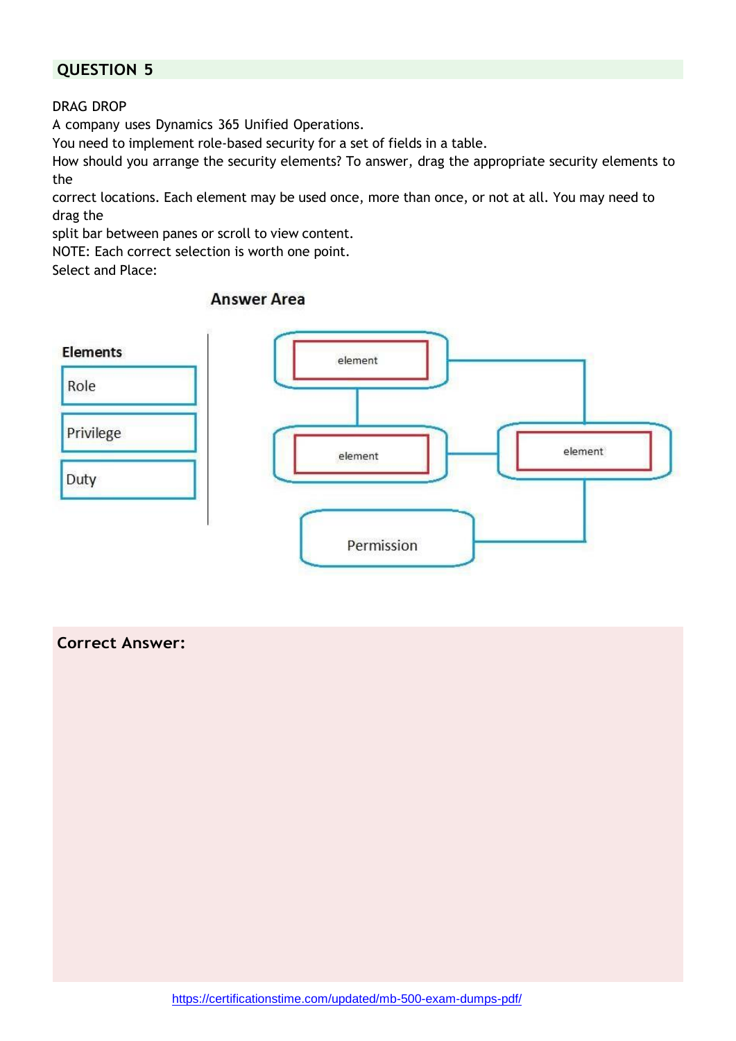## QUESTION 5

DRAG DROP
A company uses Dynamics 365 Unified Operations.
You need to implement role-based security for a set of fields in a table.
How should you arrange the security elements? To answer, drag the appropriate security elements to the correct locations. Each element may be used once, more than once, or not at all. You may need to drag the split bar between panes or scroll to view content.
NOTE: Each correct selection is worth one point.
Select and Place:

**Answer Area**

**Elements**

- Role
- Privilege
- Duty

element

element

element

Permission

**Correct Answer:**

https://certificationstime.com/updated/mb-500-exam-dumps-pdf/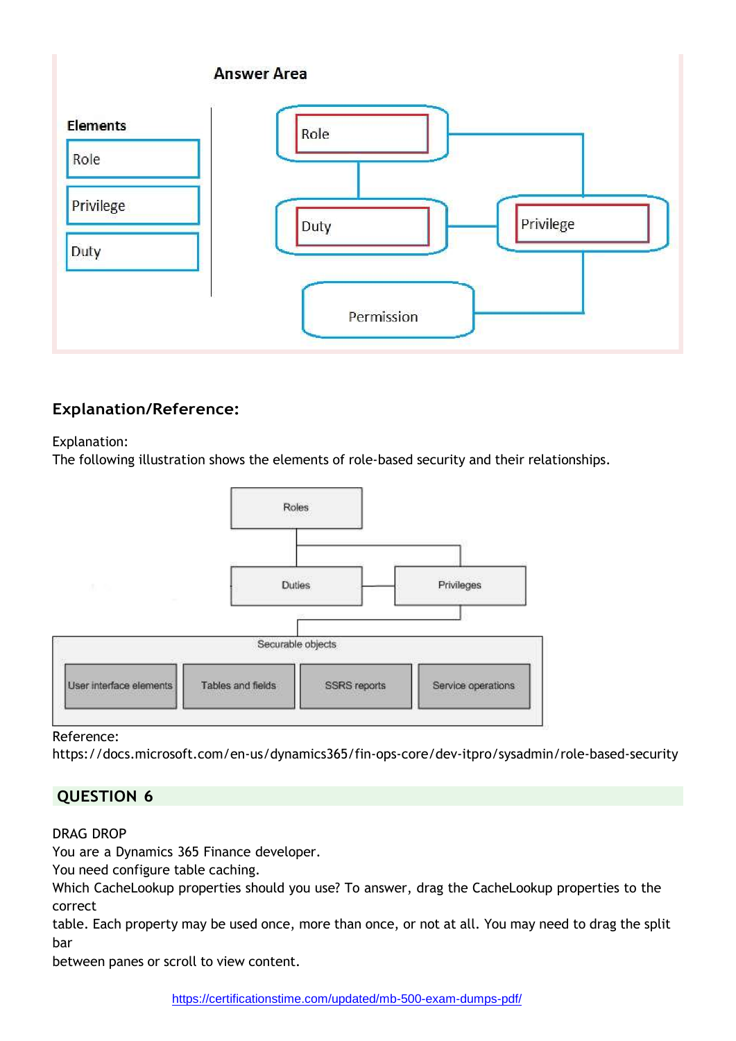**Answer Area**

**Elements**

- Role
- Privilege
- Duty

Role → Duty → Privilege → Permission

**Explanation/Reference:**

Explanation:
The following illustration shows the elements of role-based security and their relationships.

Roles → Duties → Privileges → Securable objects (User interface elements, Tables and fields, SSRS reports, Service operations)

Reference:
https://docs.microsoft.com/en-us/dynamics365/fin-ops-core/dev-itpro/sysadmin/role-based-security

## QUESTION 6

DRAG DROP
You are a Dynamics 365 Finance developer.
You need configure table caching.
Which CacheLookup properties should you use? To answer, drag the CacheLookup properties to the correct
table. Each property may be used once, more than once, or not at all. You may need to drag the split bar
between panes or scroll to view content.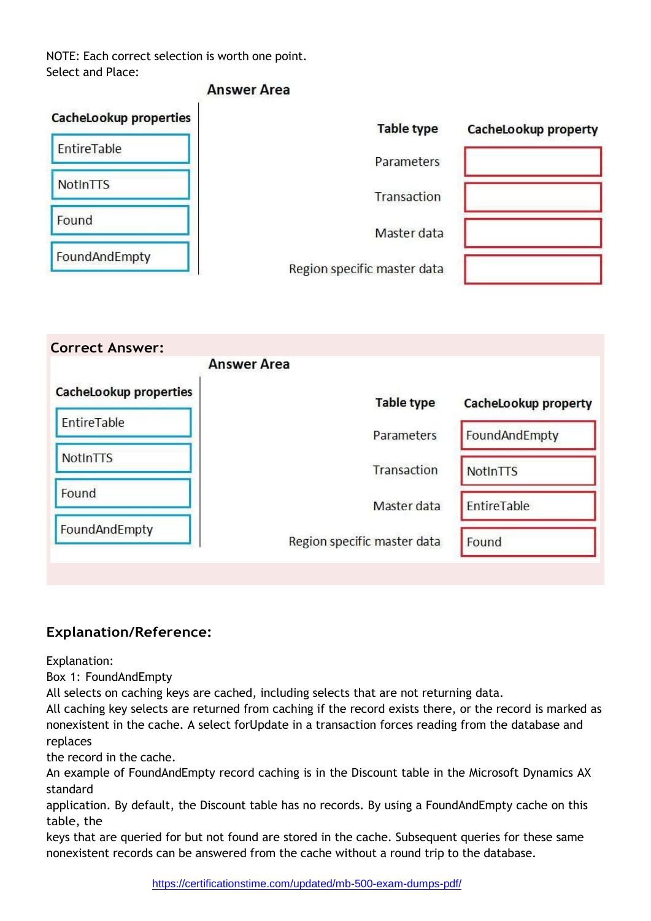NOTE: Each correct selection is worth one point.
Select and Place:

**Answer Area**

**CacheLookup properties**

- EntireTable
- NotInTTS
- Found
- FoundAndEmpty

| Table type | CacheLookup property |
| --- | --- |
| Parameters | |
| Transaction | |
| Master data | |
| Region specific master data | |

**Correct Answer:**

**Answer Area**

**CacheLookup properties**

- EntireTable
- NotInTTS
- Found
- FoundAndEmpty

| Table type | CacheLookup property |
| --- | --- |
| Parameters | FoundAndEmpty |
| Transaction | NotInTTS |
| Master data | EntireTable |
| Region specific master data | Found |

### Explanation/Reference:

Explanation:
Box 1: FoundAndEmpty
All selects on caching keys are cached, including selects that are not returning data.
All caching key selects are returned from caching if the record exists there, or the record is marked as nonexistent in the cache. A select forUpdate in a transaction forces reading from the database and replaces
the record in the cache.
An example of FoundAndEmpty record caching is in the Discount table in the Microsoft Dynamics AX standard
application. By default, the Discount table has no records. By using a FoundAndEmpty cache on this table, the
keys that are queried for but not found are stored in the cache. Subsequent queries for these same nonexistent records can be answered from the cache without a round trip to the database.

https://certificationstime.com/updated/mb-500-exam-dumps-pdf/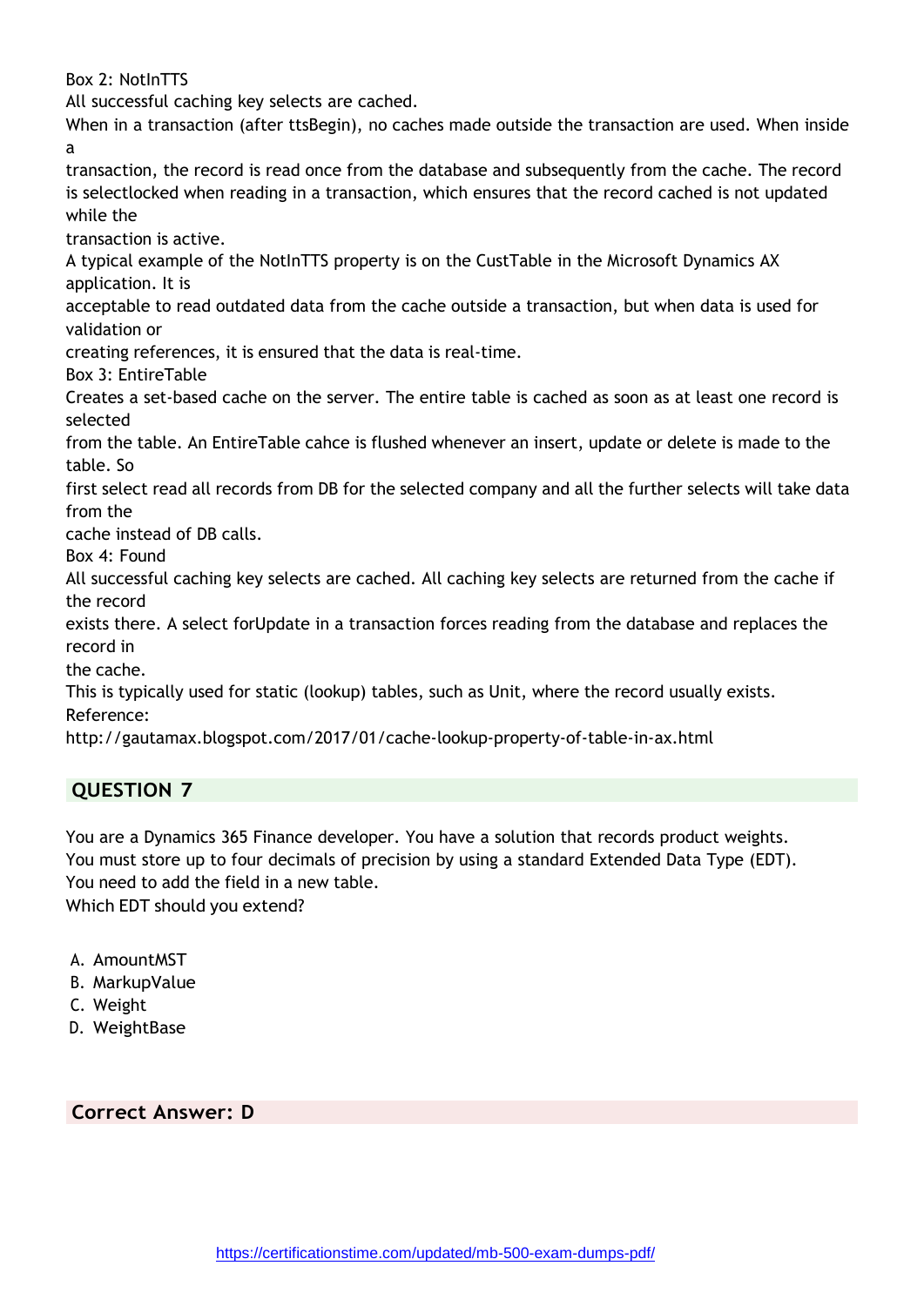Box 2: NotInTTS
All successful caching key selects are cached.
When in a transaction (after ttsBegin), no caches made outside the transaction are used. When inside a transaction, the record is read once from the database and subsequently from the cache. The record is selectlocked when reading in a transaction, which ensures that the record cached is not updated while the transaction is active.
A typical example of the NotInTTS property is on the CustTable in the Microsoft Dynamics AX application. It is acceptable to read outdated data from the cache outside a transaction, but when data is used for validation or creating references, it is ensured that the data is real-time.
Box 3: EntireTable
Creates a set-based cache on the server. The entire table is cached as soon as at least one record is selected from the table. An EntireTable cahce is flushed whenever an insert, update or delete is made to the table. So first select read all records from DB for the selected company and all the further selects will take data from the cache instead of DB calls.
Box 4: Found
All successful caching key selects are cached. All caching key selects are returned from the cache if the record exists there. A select forUpdate in a transaction forces reading from the database and replaces the record in the cache.
This is typically used for static (lookup) tables, such as Unit, where the record usually exists.
Reference:
http://gautamax.blogspot.com/2017/01/cache-lookup-property-of-table-in-ax.html

## QUESTION 7

You are a Dynamics 365 Finance developer. You have a solution that records product weights.
You must store up to four decimals of precision by using a standard Extended Data Type (EDT).
You need to add the field in a new table.
Which EDT should you extend?

A. AmountMST
B. MarkupValue
C. Weight
D. WeightBase

**Correct Answer: D**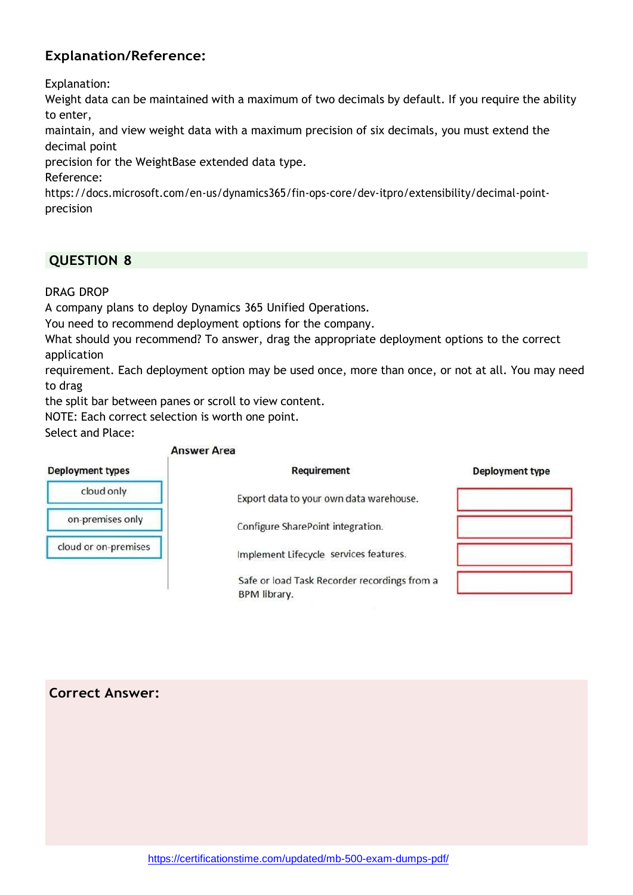## Explanation/Reference:

Explanation:
Weight data can be maintained with a maximum of two decimals by default. If you require the ability to enter,
maintain, and view weight data with a maximum precision of six decimals, you must extend the decimal point
precision for the WeightBase extended data type.
Reference:
https://docs.microsoft.com/en-us/dynamics365/fin-ops-core/dev-itpro/extensibility/decimal-point-precision

## QUESTION 8

DRAG DROP
A company plans to deploy Dynamics 365 Unified Operations.
You need to recommend deployment options for the company.
What should you recommend? To answer, drag the appropriate deployment options to the correct application
requirement. Each deployment option may be used once, more than once, or not at all. You may need to drag
the split bar between panes or scroll to view content.
NOTE: Each correct selection is worth one point.
Select and Place:

**Answer Area**

| Deployment types |
| --- |
| cloud only |
| on-premises only |
| cloud or on-premises |

| Requirement | Deployment type |
| --- | --- |
| Export data to your own data warehouse. | |
| Configure SharePoint integration. | |
| Implement Lifecycle services features. | |
| Safe or load Task Recorder recordings from a BPM library. | |

## Correct Answer: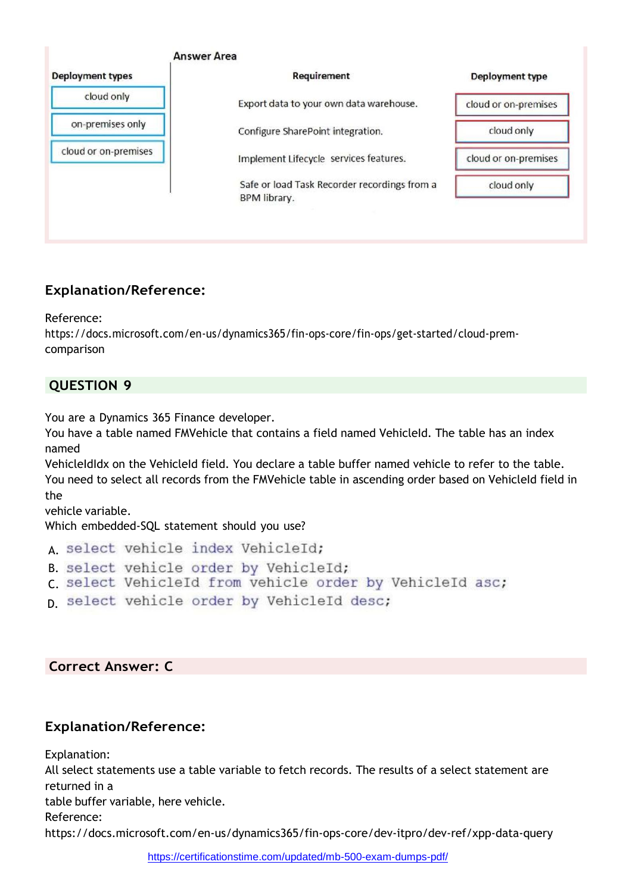**Answer Area**

| Deployment types |
|---|
| cloud only |
| on-premises only |
| cloud or on-premises |

| Requirement | Deployment type |
|---|---|
| Export data to your own data warehouse. | cloud or on-premises |
| Configure SharePoint integration. | cloud only |
| Implement Lifecycle services features. | cloud or on-premises |
| Safe or load Task Recorder recordings from a BPM library. | cloud only |

## Explanation/Reference:

Reference:
https://docs.microsoft.com/en-us/dynamics365/fin-ops-core/fin-ops/get-started/cloud-prem-comparison

## QUESTION 9

You are a Dynamics 365 Finance developer.
You have a table named FMVehicle that contains a field named VehicleId. The table has an index named
VehicleIdIdx on the VehicleId field. You declare a table buffer named vehicle to refer to the table.
You need to select all records from the FMVehicle table in ascending order based on VehicleId field in the
vehicle variable.
Which embedded-SQL statement should you use?

A. `select vehicle index VehicleId;`
B. `select vehicle order by VehicleId;`
C. `select VehicleId from vehicle order by VehicleId asc;`
D. `select vehicle order by VehicleId desc;`

## Correct Answer: C

## Explanation/Reference:

Explanation:
All select statements use a table variable to fetch records. The results of a select statement are returned in a
table buffer variable, here vehicle.
Reference:
https://docs.microsoft.com/en-us/dynamics365/fin-ops-core/dev-itpro/dev-ref/xpp-data-query

https://certificationstime.com/updated/mb-500-exam-dumps-pdf/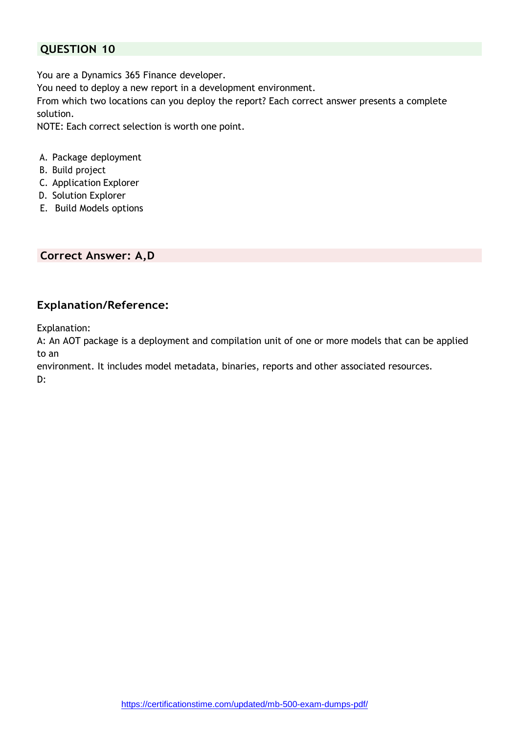## QUESTION 10

You are a Dynamics 365 Finance developer.
You need to deploy a new report in a development environment.
From which two locations can you deploy the report? Each correct answer presents a complete solution.
NOTE: Each correct selection is worth one point.

A. Package deployment
B. Build project
C. Application Explorer
D. Solution Explorer
E. Build Models options

**Correct Answer: A,D**

### Explanation/Reference:

Explanation:
A: An AOT package is a deployment and compilation unit of one or more models that can be applied to an
environment. It includes model metadata, binaries, reports and other associated resources.
D: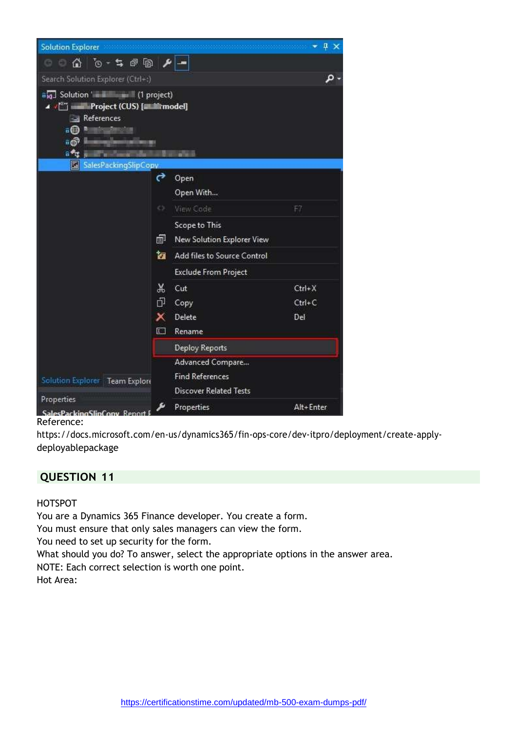Reference:
https://docs.microsoft.com/en-us/dynamics365/fin-ops-core/dev-itpro/deployment/create-apply-deployablepackage

## QUESTION 11

HOTSPOT
You are a Dynamics 365 Finance developer. You create a form.
You must ensure that only sales managers can view the form.
You need to set up security for the form.
What should you do? To answer, select the appropriate options in the answer area.
NOTE: Each correct selection is worth one point.
Hot Area:

https://certificationstime.com/updated/mb-500-exam-dumps-pdf/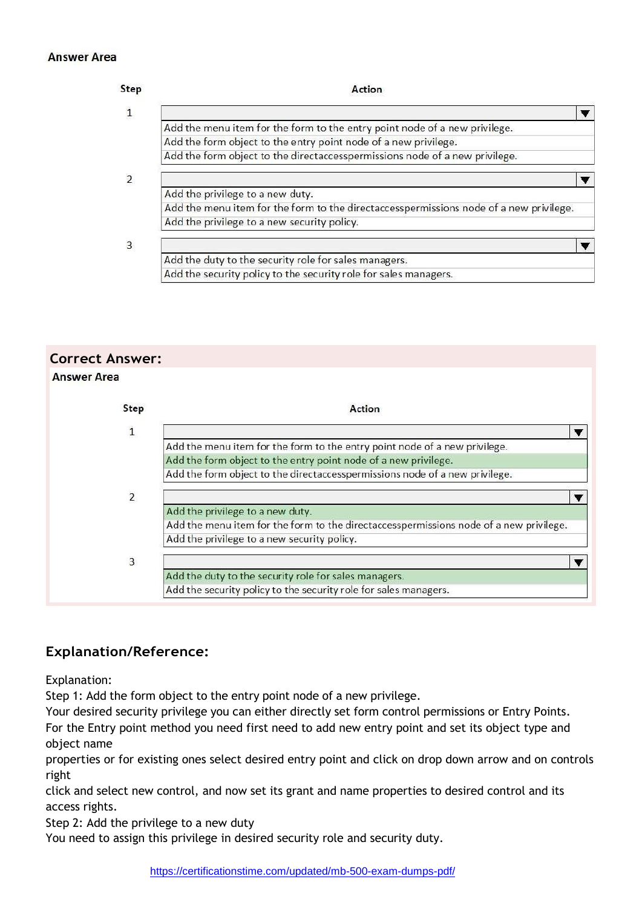**Answer Area**

| Step | Action |
|---|---|
| 1 | Add the menu item for the form to the entry point node of a new privilege.<br>Add the form object to the entry point node of a new privilege.<br>Add the form object to the directaccesspermissions node of a new privilege. |
| 2 | Add the privilege to a new duty.<br>Add the menu item for the form to the directaccesspermissions node of a new privilege.<br>Add the privilege to a new security policy. |
| 3 | Add the duty to the security role for sales managers.<br>Add the security policy to the security role for sales managers. |

**Correct Answer:**

**Answer Area**

| Step | Action |
|---|---|
| 1 | Add the menu item for the form to the entry point node of a new privilege.<br>**Add the form object to the entry point node of a new privilege.** (selected)<br>Add the form object to the directaccesspermissions node of a new privilege. |
| 2 | **Add the privilege to a new duty.** (selected)<br>Add the menu item for the form to the directaccesspermissions node of a new privilege.<br>Add the privilege to a new security policy. |
| 3 | **Add the duty to the security role for sales managers.** (selected)<br>Add the security policy to the security role for sales managers. |

## Explanation/Reference:

Explanation:
Step 1: Add the form object to the entry point node of a new privilege.
Your desired security privilege you can either directly set form control permissions or Entry Points.
For the Entry point method you need first need to add new entry point and set its object type and object name
properties or for existing ones select desired entry point and click on drop down arrow and on controls right
click and select new control, and now set its grant and name properties to desired control and its access rights.
Step 2: Add the privilege to a new duty
You need to assign this privilege in desired security role and security duty.

https://certificationstime.com/updated/mb-500-exam-dumps-pdf/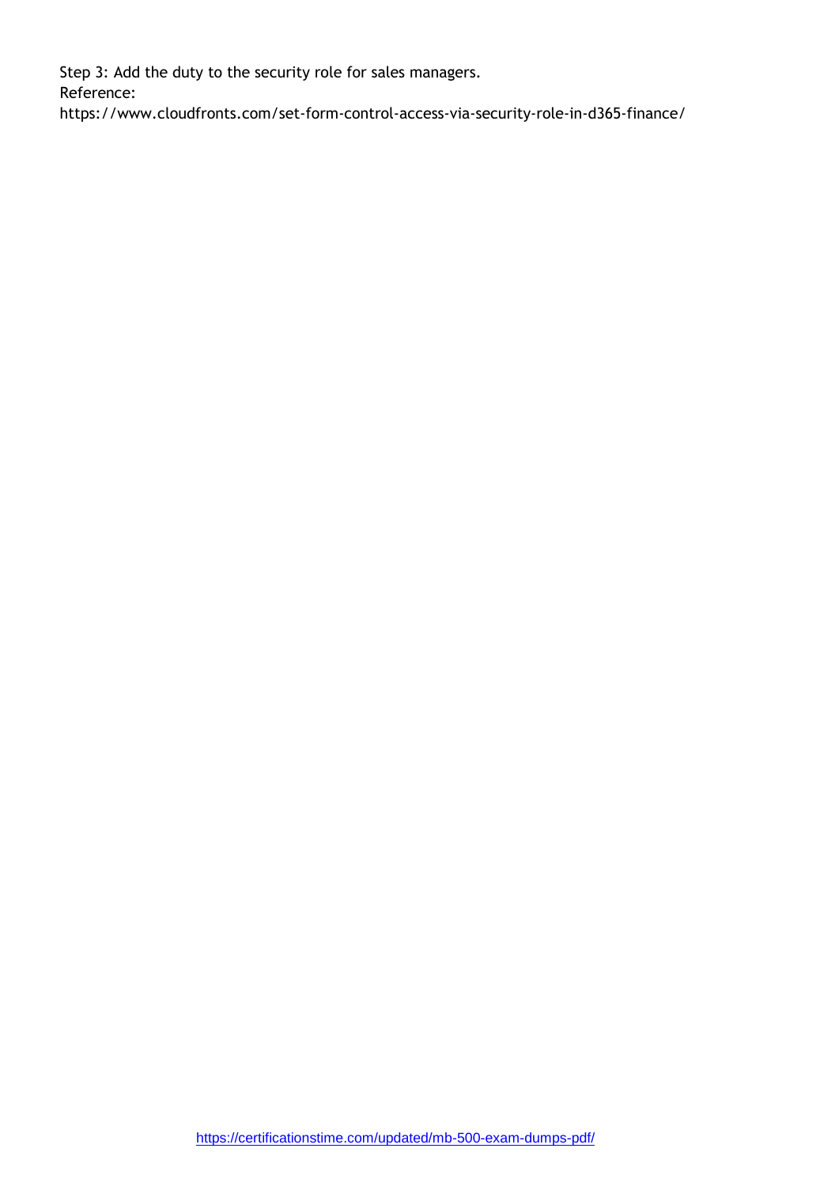Step 3: Add the duty to the security role for sales managers.

Reference:

https://www.cloudfronts.com/set-form-control-access-via-security-role-in-d365-finance/